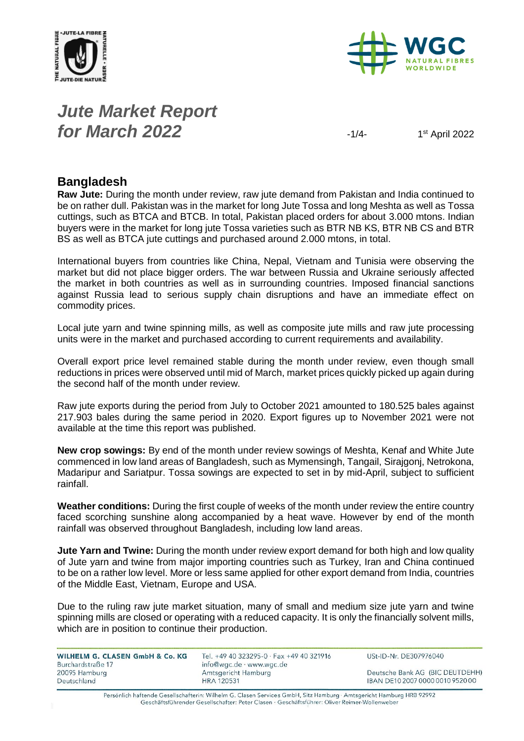# *Jute Market Report for March 2022*

1st April 2022

## Bangladesh

**Raw Jute:** During the month under review, raw jute demand from Pakistan and India continued to be on rather dull. Pakistan was in the market for long Jute Tossa and long Meshta as well as Tossa cuttings, such as BTCA and BTCB. In total, Pakistan placed orders for about 3.000 mtons. Indian buyers were in the market for long jute Tossa varieties such as BTR NB KS, BTR NB CS and BTR BS as well as BTCA jute cuttings and purchased around 2.000 mtons, in total.

International buyers from countries like China, Nepal, Vietnam and Tunisia were observing the market but did not place bigger orders. The war between Russia and Ukraine seriously affected the market in both countries as well as in surrounding countries. Imposed financial sanctions against Russia lead to serious supply chain disruptions and have an immediate effect on commodity prices.

Local jute yarn and twine spinning mills, as well as composite jute mills and raw jute processing units were in the market and purchased according to current requirements and availability.

Overall export price level remained stable during the month under review, even though small reductions in prices were observed until mid of March, market prices quickly picked up again during the second half of the month under review.

Raw jute exports during the period from July to October 2021 amounted to 180.525 bales against 217.903 bales during the same period in 2020. Export figures up to November 2021 were not available at the time this report was published.

**New crop sowings:** By end of the month under review sowings of Meshta, Kenaf and White Jute commenced in low land areas of Bangladesh, such as Mymensingh, Tangail, Sirajgonj, Netrokona, Madaripur and Sariatpur. Tossa sowings are expected to set in by mid-April, subject to sufficient rainfall.

**Weather conditions:** During the first couple of weeks of the month under review the entire country faced scorching sunshine along accompanied by a heat wave. However by end of the month rainfall was observed throughout Bangladesh, including low land areas.

**Jute Yarn and Twine:** During the month under review export demand for both high and low quality of Jute yarn and twine from major importing countries such as Turkey, Iran and China continued to be on a rather low level. More or less same applied for other export demand from India, countries of the Middle East, Vietnam, Europe and USA.

Due to the ruling raw jute market situation, many of small and medium size jute yarn and twine spinning mills are closed or operating with a reduced capacity. It is only the financially solvent mills, which are in position to continue their production.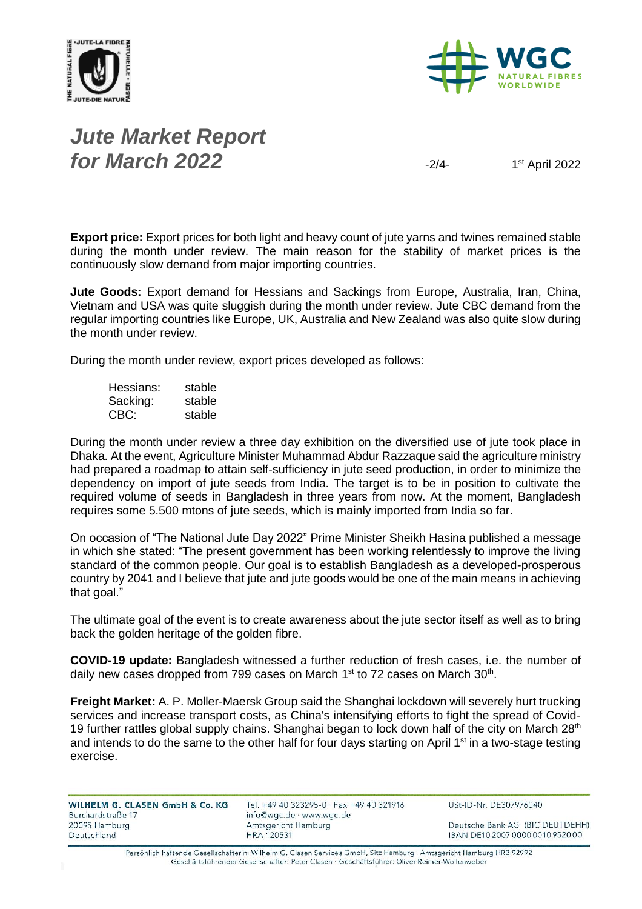# *Jute Market Report for March 2022*

1st April 2022

**Export price:** Export prices for both light and heavy count of jute yarns and twines remained stable during the month under review. The main reason for the stability of market prices is the continuously slow demand from major importing countries.

**Jute Goods:** Export demand for Hessians and Sackings from Europe, Australia, Iran, China, Vietnam and USA was quite sluggish during the month under review. Jute CBC demand from the regular importing countries like Europe, UK, Australia and New Zealand was also quite slow during the month under review.

During the month under review, export prices developed as follows:

| | |
|---|---|
| Hessians: | stable |
| Sacking: | stable |
| CBC: | stable |

During the month under review a three day exhibition on the diversified use of jute took place in Dhaka. At the event, Agriculture Minister Muhammad Abdur Razzaque said the agriculture ministry had prepared a roadmap to attain self-sufficiency in jute seed production, in order to minimize the dependency on import of jute seeds from India. The target is to be in position to cultivate the required volume of seeds in Bangladesh in three years from now. At the moment, Bangladesh requires some 5.500 mtons of jute seeds, which is mainly imported from India so far.

On occasion of "The National Jute Day 2022" Prime Minister Sheikh Hasina published a message in which she stated: "The present government has been working relentlessly to improve the living standard of the common people. Our goal is to establish Bangladesh as a developed-prosperous country by 2041 and I believe that jute and jute goods would be one of the main means in achieving that goal."

The ultimate goal of the event is to create awareness about the jute sector itself as well as to bring back the golden heritage of the golden fibre.

**COVID-19 update:** Bangladesh witnessed a further reduction of fresh cases, i.e. the number of daily new cases dropped from 799 cases on March 1st to 72 cases on March 30th.

**Freight Market:** A. P. Moller-Maersk Group said the Shanghai lockdown will severely hurt trucking services and increase transport costs, as China's intensifying efforts to fight the spread of Covid-19 further rattles global supply chains. Shanghai began to lock down half of the city on March 28th and intends to do the same to the other half for four days starting on April 1st in a two-stage testing exercise.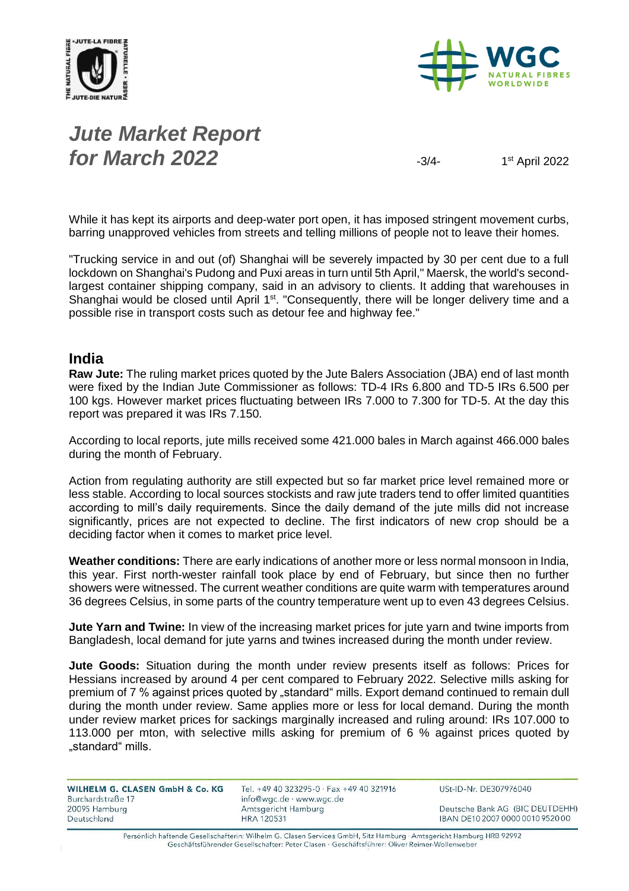While it has kept its airports and deep-water port open, it has imposed stringent movement curbs, barring unapproved vehicles from streets and telling millions of people not to leave their homes.

"Trucking service in and out (of) Shanghai will be severely impacted by 30 per cent due to a full lockdown on Shanghai's Pudong and Puxi areas in turn until 5th April," Maersk, the world's second-largest container shipping company, said in an advisory to clients. It adding that warehouses in Shanghai would be closed until April 1st. "Consequently, there will be longer delivery time and a possible rise in transport costs such as detour fee and highway fee."

## India

**Raw Jute:** The ruling market prices quoted by the Jute Balers Association (JBA) end of last month were fixed by the Indian Jute Commissioner as follows: TD-4 IRs 6.800 and TD-5 IRs 6.500 per 100 kgs. However market prices fluctuating between IRs 7.000 to 7.300 for TD-5. At the day this report was prepared it was IRs 7.150.

According to local reports, jute mills received some 421.000 bales in March against 466.000 bales during the month of February.

Action from regulating authority are still expected but so far market price level remained more or less stable. According to local sources stockists and raw jute traders tend to offer limited quantities according to mill's daily requirements. Since the daily demand of the jute mills did not increase significantly, prices are not expected to decline. The first indicators of new crop should be a deciding factor when it comes to market price level.

**Weather conditions:** There are early indications of another more or less normal monsoon in India, this year. First north-wester rainfall took place by end of February, but since then no further showers were witnessed. The current weather conditions are quite warm with temperatures around 36 degrees Celsius, in some parts of the country temperature went up to even 43 degrees Celsius.

**Jute Yarn and Twine:** In view of the increasing market prices for jute yarn and twine imports from Bangladesh, local demand for jute yarns and twines increased during the month under review.

**Jute Goods:** Situation during the month under review presents itself as follows: Prices for Hessians increased by around 4 per cent compared to February 2022. Selective mills asking for premium of 7 % against prices quoted by „standard" mills. Export demand continued to remain dull during the month under review. Same applies more or less for local demand. During the month under review market prices for sackings marginally increased and ruling around: IRs 107.000 to 113.000 per mton, with selective mills asking for premium of 6 % against prices quoted by „standard" mills.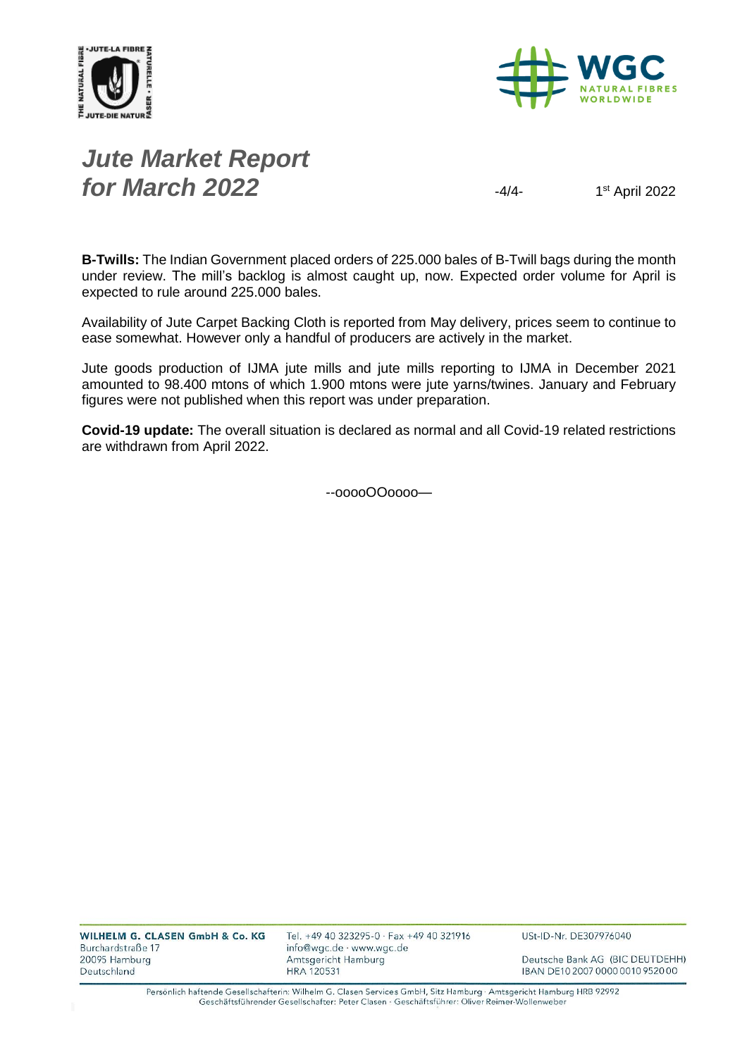# *Jute Market Report for March 2022*

1st April 2022

**B-Twills:** The Indian Government placed orders of 225.000 bales of B-Twill bags during the month under review. The mill's backlog is almost caught up, now. Expected order volume for April is expected to rule around 225.000 bales.

Availability of Jute Carpet Backing Cloth is reported from May delivery, prices seem to continue to ease somewhat. However only a handful of producers are actively in the market.

Jute goods production of IJMA jute mills and jute mills reporting to IJMA in December 2021 amounted to 98.400 mtons of which 1.900 mtons were jute yarns/twines. January and February figures were not published when this report was under preparation.

**Covid-19 update:** The overall situation is declared as normal and all Covid-19 related restrictions are withdrawn from April 2022.

--ooooOOoooo—